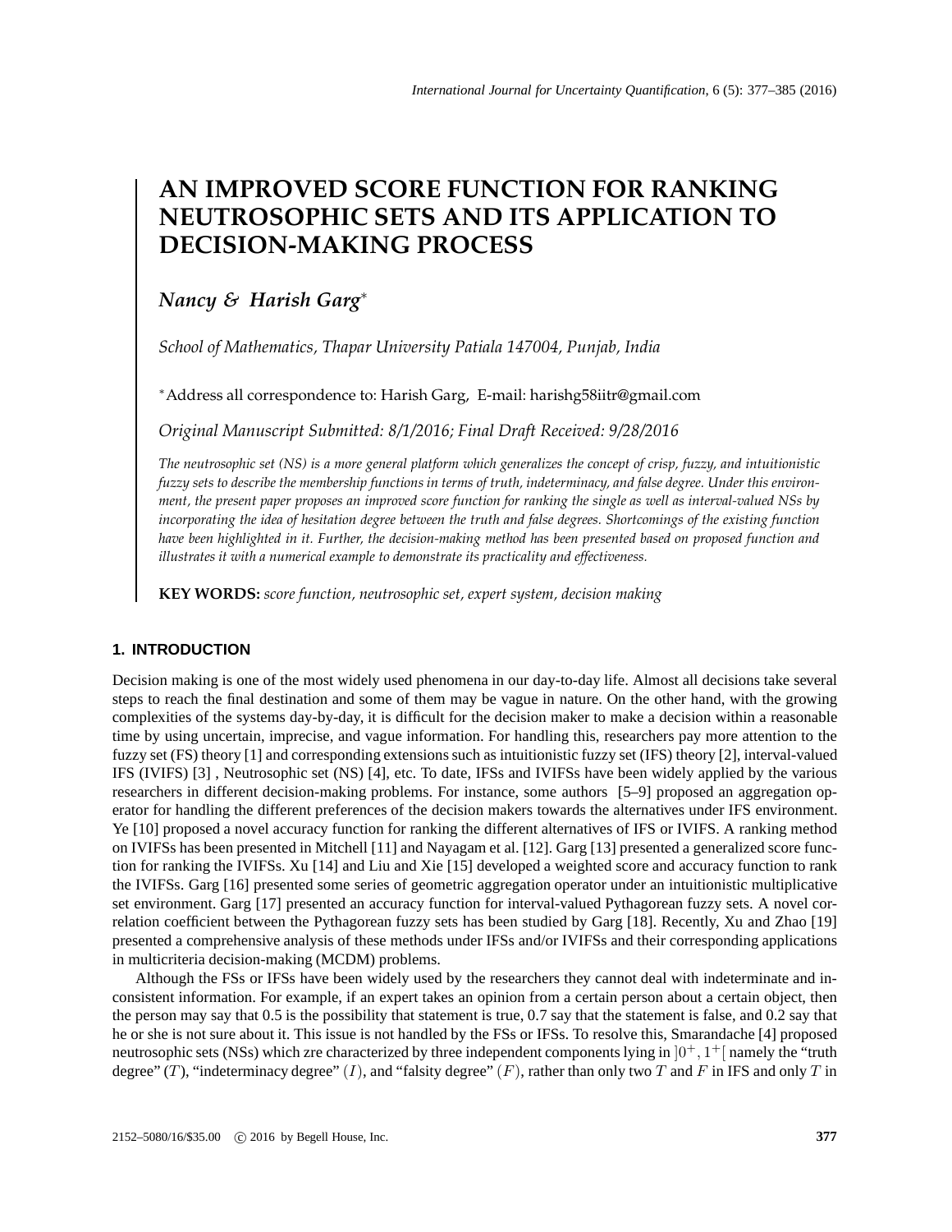# AN IMPROVED SCORE FUNCTION FOR RANKING NEUTROSOPHIC SETS AND ITS APPLICATION TO DECISION-MAKING PROCESS

***Nancy & Harish Garg****

*School of Mathematics, Thapar University Patiala 147004, Punjab, India*

*Address all correspondence to: Harish Garg, E-mail: harishg58iitr@gmail.com

*Original Manuscript Submitted: 8/1/2016; Final Draft Received: 9/28/2016*

*The neutrosophic set (NS) is a more general platform which generalizes the concept of crisp, fuzzy, and intuitionistic fuzzy sets to describe the membership functions in terms of truth, indeterminacy, and false degree. Under this environment, the present paper proposes an improved score function for ranking the single as well as interval-valued NSs by incorporating the idea of hesitation degree between the truth and false degrees. Shortcomings of the existing function have been highlighted in it. Further, the decision-making method has been presented based on proposed function and illustrates it with a numerical example to demonstrate its practicality and effectiveness.*

**KEY WORDS:** *score function, neutrosophic set, expert system, decision making*

## 1. INTRODUCTION

Decision making is one of the most widely used phenomena in our day-to-day life. Almost all decisions take several steps to reach the final destination and some of them may be vague in nature. On the other hand, with the growing complexities of the systems day-by-day, it is difficult for the decision maker to make a decision within a reasonable time by using uncertain, imprecise, and vague information. For handling this, researchers pay more attention to the fuzzy set (FS) theory [1] and corresponding extensions such as intuitionistic fuzzy set (IFS) theory [2], interval-valued IFS (IVIFS) [3] , Neutrosophic set (NS) [4], etc. To date, IFSs and IVIFSs have been widely applied by the various researchers in different decision-making problems. For instance, some authors [5–9] proposed an aggregation operator for handling the different preferences of the decision makers towards the alternatives under IFS environment. Ye [10] proposed a novel accuracy function for ranking the different alternatives of IFS or IVIFS. A ranking method on IVIFSs has been presented in Mitchell [11] and Nayagam et al. [12]. Garg [13] presented a generalized score function for ranking the IVIFSs. Xu [14] and Liu and Xie [15] developed a weighted score and accuracy function to rank the IVIFSs. Garg [16] presented some series of geometric aggregation operator under an intuitionistic multiplicative set environment. Garg [17] presented an accuracy function for interval-valued Pythagorean fuzzy sets. A novel correlation coefficient between the Pythagorean fuzzy sets has been studied by Garg [18]. Recently, Xu and Zhao [19] presented a comprehensive analysis of these methods under IFSs and/or IVIFSs and their corresponding applications in multicriteria decision-making (MCDM) problems.

Although the FSs or IFSs have been widely used by the researchers they cannot deal with indeterminate and inconsistent information. For example, if an expert takes an opinion from a certain person about a certain object, then the person may say that 0.5 is the possibility that statement is true, 0.7 say that the statement is false, and 0.2 say that he or she is not sure about it. This issue is not handled by the FSs or IFSs. To resolve this, Smarandache [4] proposed neutrosophic sets (NSs) which zre characterized by three independent components lying in $]0^+, 1^+[$ namely the "truth degree" ($T$), "indeterminacy degree" ($I$), and "falsity degree" ($F$), rather than only two $T$ and $F$ in IFS and only $T$ in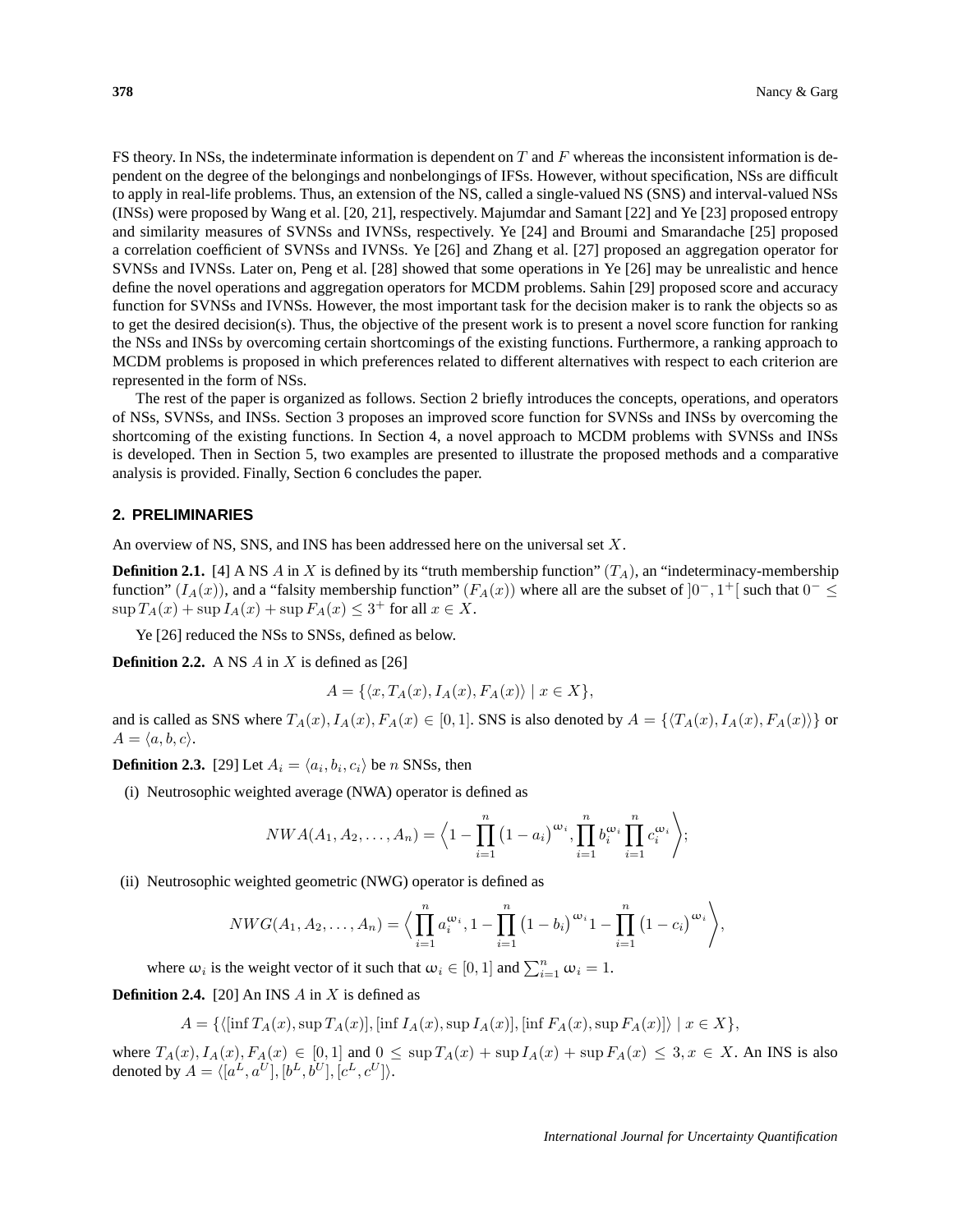FS theory. In NSs, the indeterminate information is dependent on $T$ and $F$ whereas the inconsistent information is dependent on the degree of the belongings and nonbelongings of IFSs. However, without specification, NSs are difficult to apply in real-life problems. Thus, an extension of the NS, called a single-valued NS (SNS) and interval-valued NSs (INSs) were proposed by Wang et al. [20, 21], respectively. Majumdar and Samant [22] and Ye [23] proposed entropy and similarity measures of SVNSs and IVNSs, respectively. Ye [24] and Broumi and Smarandache [25] proposed a correlation coefficient of SVNSs and IVNSs. Ye [26] and Zhang et al. [27] proposed an aggregation operator for SVNSs and IVNSs. Later on, Peng et al. [28] showed that some operations in Ye [26] may be unrealistic and hence define the novel operations and aggregation operators for MCDM problems. Sahin [29] proposed score and accuracy function for SVNSs and IVNSs. However, the most important task for the decision maker is to rank the objects so as to get the desired decision(s). Thus, the objective of the present work is to present a novel score function for ranking the NSs and INSs by overcoming certain shortcomings of the existing functions. Furthermore, a ranking approach to MCDM problems is proposed in which preferences related to different alternatives with respect to each criterion are represented in the form of NSs.

The rest of the paper is organized as follows. Section 2 briefly introduces the concepts, operations, and operators of NSs, SVNSs, and INSs. Section 3 proposes an improved score function for SVNSs and INSs by overcoming the shortcoming of the existing functions. In Section 4, a novel approach to MCDM problems with SVNSs and INSs is developed. Then in Section 5, two examples are presented to illustrate the proposed methods and a comparative analysis is provided. Finally, Section 6 concludes the paper.

## 2. PRELIMINARIES

An overview of NS, SNS, and INS has been addressed here on the universal set $X$.

**Definition 2.1.** [4] A NS $A$ in $X$ is defined by its "truth membership function" $(T_A)$, an "indeterminacy-membership function" $(I_A(x))$, and a "falsity membership function" $(F_A(x))$ where all are the subset of $]0^-, 1^+[$ such that $0^- \leq \sup T_A(x) + \sup I_A(x) + \sup F_A(x) \leq 3^+$ for all $x \in X$.

Ye [26] reduced the NSs to SNSs, defined as below.

**Definition 2.2.** A NS $A$ in $X$ is defined as [26]

$$A = \{\langle x, T_A(x), I_A(x), F_A(x)\rangle \mid x \in X\},$$

and is called as SNS where $T_A(x), I_A(x), F_A(x) \in [0,1]$. SNS is also denoted by $A = \{\langle T_A(x), I_A(x), F_A(x)\rangle\}$ or $A = \langle a, b, c\rangle$.

**Definition 2.3.** [29] Let $A_i = \langle a_i, b_i, c_i\rangle$ be $n$ SNSs, then

(i) Neutrosophic weighted average (NWA) operator is defined as

$$NWA(A_1, A_2, \ldots, A_n) = \left\langle 1 - \prod_{i=1}^{n} \left(1 - a_i\right)^{\omega_i}, \prod_{i=1}^{n} b_i^{\omega_i} \prod_{i=1}^{n} c_i^{\omega_i} \right\rangle;$$

(ii) Neutrosophic weighted geometric (NWG) operator is defined as

$$NWG(A_1, A_2, \ldots, A_n) = \left\langle \prod_{i=1}^{n} a_i^{\omega_i}, 1 - \prod_{i=1}^{n} \left(1 - b_i\right)^{\omega_i} 1 - \prod_{i=1}^{n} \left(1 - c_i\right)^{\omega_i} \right\rangle,$$

where $\omega_i$ is the weight vector of it such that $\omega_i \in [0,1]$ and $\sum_{i=1}^{n} \omega_i = 1$.

**Definition 2.4.** [20] An INS $A$ in $X$ is defined as

$$A = \{\langle [\inf T_A(x), \sup T_A(x)], [\inf I_A(x), \sup I_A(x)], [\inf F_A(x), \sup F_A(x)]\rangle \mid x \in X\},$$

where $T_A(x), I_A(x), F_A(x) \in [0,1]$ and $0 \leq \sup T_A(x) + \sup I_A(x) + \sup F_A(x) \leq 3, x \in X$. An INS is also denoted by $A = \langle [a^L, a^U], [b^L, b^U], [c^L, c^U]\rangle$.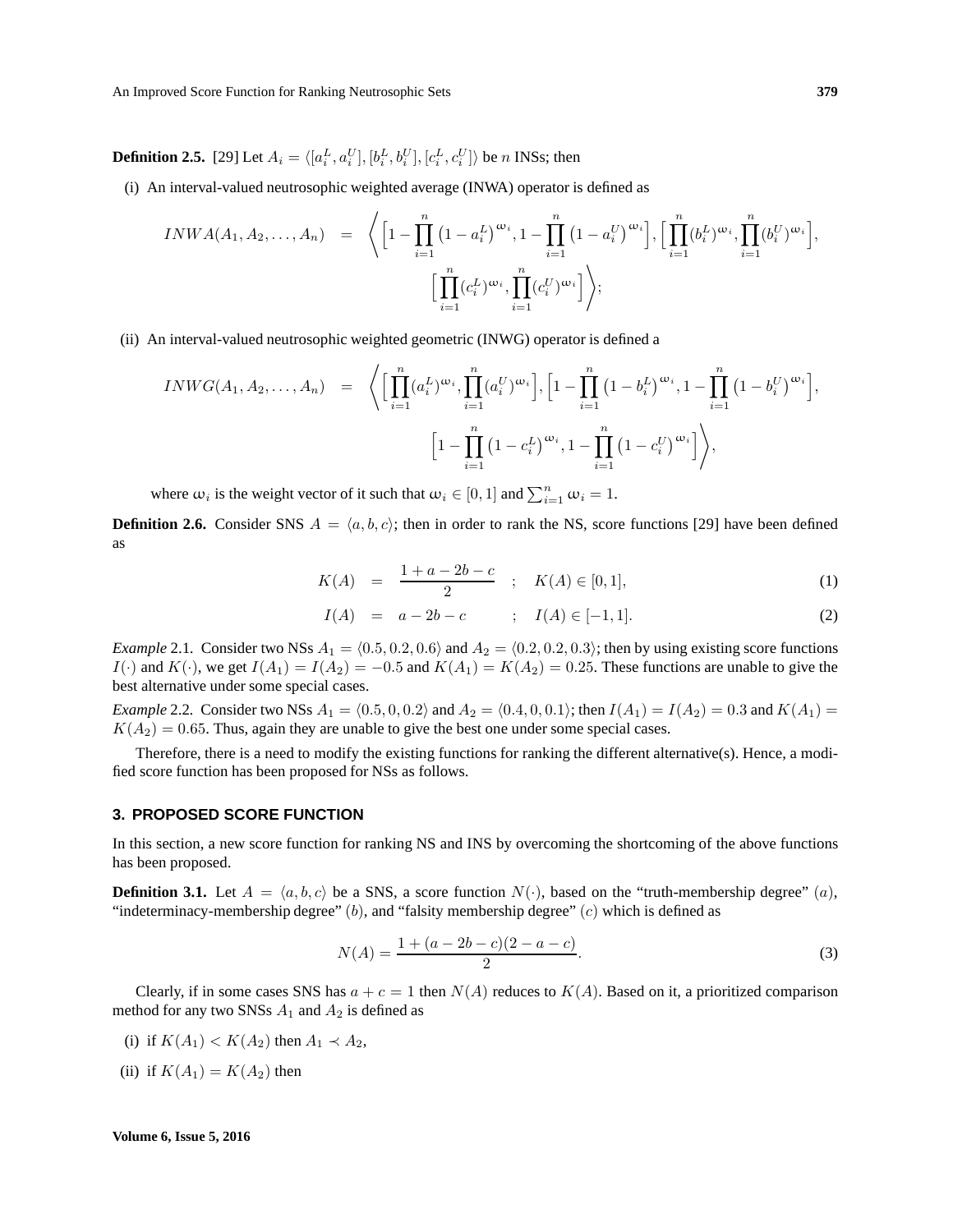**Definition 2.5.** [29] Let $A_i = \langle [a_i^L, a_i^U], [b_i^L, b_i^U], [c_i^L, c_i^U] \rangle$ be $n$ INSs; then

(i) An interval-valued neutrosophic weighted average (INWA) operator is defined as

$$INWA(A_1, A_2, \ldots, A_n) = \Bigg\langle \Big[1 - \prod_{i=1}^{n} \left(1 - a_i^L\right)^{\omega_i}, 1 - \prod_{i=1}^{n} \left(1 - a_i^U\right)^{\omega_i}\Big], \Big[\prod_{i=1}^{n} (b_i^L)^{\omega_i}, \prod_{i=1}^{n} (b_i^U)^{\omega_i}\Big], \Big[\prod_{i=1}^{n} (c_i^L)^{\omega_i}, \prod_{i=1}^{n} (c_i^U)^{\omega_i}\Big] \Bigg\rangle;$$

(ii) An interval-valued neutrosophic weighted geometric (INWG) operator is defined a

$$INWG(A_1, A_2, \ldots, A_n) = \Bigg\langle \Big[\prod_{i=1}^{n} (a_i^L)^{\omega_i}, \prod_{i=1}^{n} (a_i^U)^{\omega_i}\Big], \Big[1 - \prod_{i=1}^{n} \left(1 - b_i^L\right)^{\omega_i}, 1 - \prod_{i=1}^{n} \left(1 - b_i^U\right)^{\omega_i}\Big], \Big[1 - \prod_{i=1}^{n} \left(1 - c_i^L\right)^{\omega_i}, 1 - \prod_{i=1}^{n} \left(1 - c_i^U\right)^{\omega_i}\Big] \Bigg\rangle,$$

where $\omega_i$ is the weight vector of it such that $\omega_i \in [0, 1]$ and $\sum_{i=1}^{n} \omega_i = 1$.

**Definition 2.6.** Consider SNS $A = \langle a, b, c \rangle$; then in order to rank the NS, score functions [29] have been defined as

$$K(A) = \frac{1 + a - 2b - c}{2} \quad ; \quad K(A) \in [0, 1], \tag{1}$$

$$I(A) = a - 2b - c \quad ; \quad I(A) \in [-1, 1]. \tag{2}$$

*Example* 2.1. Consider two NSs $A_1 = \langle 0.5, 0.2, 0.6 \rangle$ and $A_2 = \langle 0.2, 0.2, 0.3 \rangle$; then by using existing score functions $I(\cdot)$ and $K(\cdot)$, we get $I(A_1) = I(A_2) = -0.5$ and $K(A_1) = K(A_2) = 0.25$. These functions are unable to give the best alternative under some special cases.

*Example* 2.2. Consider two NSs $A_1 = \langle 0.5, 0, 0.2 \rangle$ and $A_2 = \langle 0.4, 0, 0.1 \rangle$; then $I(A_1) = I(A_2) = 0.3$ and $K(A_1) = K(A_2) = 0.65$. Thus, again they are unable to give the best one under some special cases.

Therefore, there is a need to modify the existing functions for ranking the different alternative(s). Hence, a modified score function has been proposed for NSs as follows.

## 3. PROPOSED SCORE FUNCTION

In this section, a new score function for ranking NS and INS by overcoming the shortcoming of the above functions has been proposed.

**Definition 3.1.** Let $A = \langle a, b, c \rangle$ be a SNS, a score function $N(\cdot)$, based on the "truth-membership degree" $(a)$, "indeterminacy-membership degree" $(b)$, and "falsity membership degree" $(c)$ which is defined as

$$N(A) = \frac{1 + (a - 2b - c)(2 - a - c)}{2}. \tag{3}$$

Clearly, if in some cases SNS has $a + c = 1$ then $N(A)$ reduces to $K(A)$. Based on it, a prioritized comparison method for any two SNSs $A_1$ and $A_2$ is defined as

(i) if $K(A_1) < K(A_2)$ then $A_1 \prec A_2$,

(ii) if $K(A_1) = K(A_2)$ then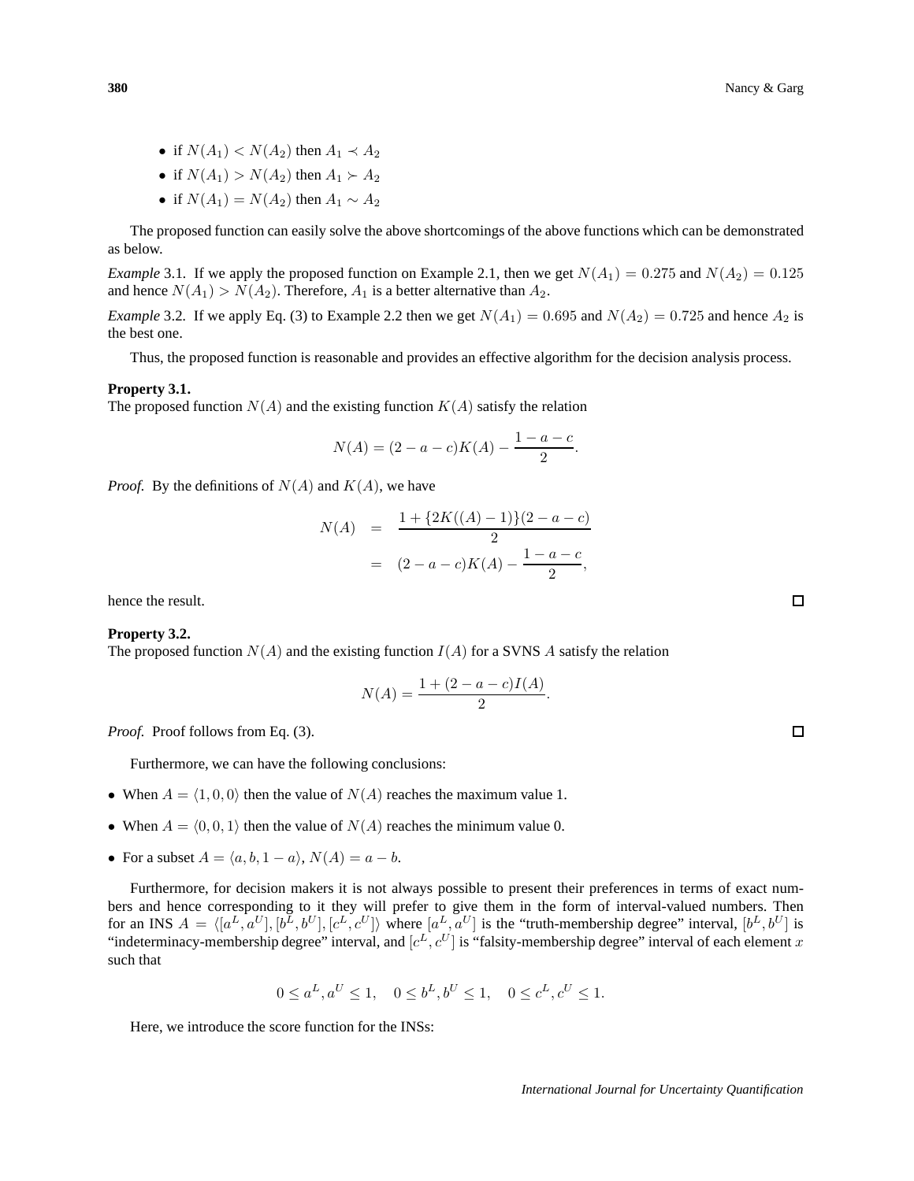- if $N(A_1) < N(A_2)$ then $A_1 \prec A_2$
- if $N(A_1) > N(A_2)$ then $A_1 \succ A_2$
- if $N(A_1) = N(A_2)$ then $A_1 \sim A_2$

The proposed function can easily solve the above shortcomings of the above functions which can be demonstrated as below.

*Example* 3.1. If we apply the proposed function on Example 2.1, then we get $N(A_1) = 0.275$ and $N(A_2) = 0.125$ and hence $N(A_1) > N(A_2)$. Therefore, $A_1$ is a better alternative than $A_2$.

*Example* 3.2. If we apply Eq. (3) to Example 2.2 then we get $N(A_1) = 0.695$ and $N(A_2) = 0.725$ and hence $A_2$ is the best one.

Thus, the proposed function is reasonable and provides an effective algorithm for the decision analysis process.

**Property 3.1.**
The proposed function $N(A)$ and the existing function $K(A)$ satisfy the relation

$$N(A) = (2 - a - c)K(A) - \frac{1 - a - c}{2}.$$

*Proof.* By the definitions of $N(A)$ and $K(A)$, we have

$$\begin{aligned} N(A) &= \frac{1 + \{2K((A) - 1)\}(2 - a - c)}{2} \\ &= (2 - a - c)K(A) - \frac{1 - a - c}{2}, \end{aligned}$$

hence the result. □

**Property 3.2.**
The proposed function $N(A)$ and the existing function $I(A)$ for a SVNS $A$ satisfy the relation

$$N(A) = \frac{1 + (2 - a - c)I(A)}{2}.$$

*Proof.* Proof follows from Eq. (3). □

Furthermore, we can have the following conclusions:

- When $A = \langle 1, 0, 0\rangle$ then the value of $N(A)$ reaches the maximum value 1.
- When $A = \langle 0, 0, 1\rangle$ then the value of $N(A)$ reaches the minimum value 0.
- For a subset $A = \langle a, b, 1 - a\rangle$, $N(A) = a - b$.

Furthermore, for decision makers it is not always possible to present their preferences in terms of exact numbers and hence corresponding to it they will prefer to give them in the form of interval-valued numbers. Then for an INS $A = \langle [a^L, a^U], [b^L, b^U], [c^L, c^U]\rangle$ where $[a^L, a^U]$ is the "truth-membership degree" interval, $[b^L, b^U]$ is "indeterminacy-membership degree" interval, and $[c^L, c^U]$ is "falsity-membership degree" interval of each element $x$ such that

$$0 \le a^L, a^U \le 1, \quad 0 \le b^L, b^U \le 1, \quad 0 \le c^L, c^U \le 1.$$

Here, we introduce the score function for the INSs: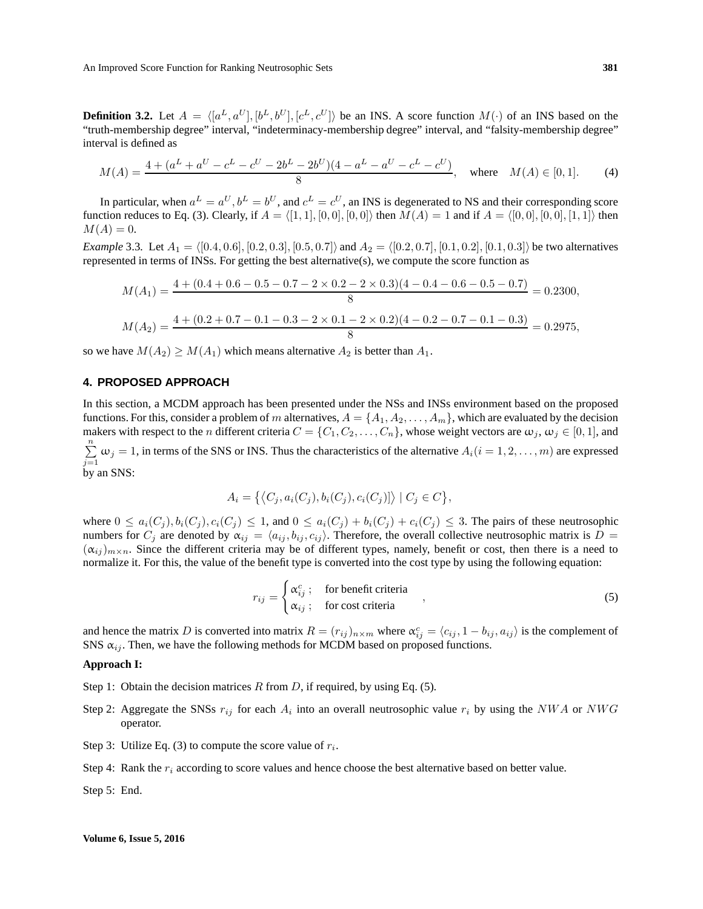**Definition 3.2.** Let $A = \langle [a^L, a^U], [b^L, b^U], [c^L, c^U] \rangle$ be an INS. A score function $M(\cdot)$ of an INS based on the "truth-membership degree" interval, "indeterminacy-membership degree" interval, and "falsity-membership degree" interval is defined as

$$M(A) = \frac{4 + (a^L + a^U - c^L - c^U - 2b^L - 2b^U)(4 - a^L - a^U - c^L - c^U)}{8}, \quad \text{where} \quad M(A) \in [0, 1]. \tag{4}$$

In particular, when $a^L = a^U, b^L = b^U$, and $c^L = c^U$, an INS is degenerated to NS and their corresponding score function reduces to Eq. (3). Clearly, if $A = \langle [1, 1], [0, 0], [0, 0] \rangle$ then $M(A) = 1$ and if $A = \langle [0, 0], [0, 0], [1, 1] \rangle$ then $M(A) = 0$.

*Example* 3.3. Let $A_1 = \langle [0.4, 0.6], [0.2, 0.3], [0.5, 0.7] \rangle$ and $A_2 = \langle [0.2, 0.7], [0.1, 0.2], [0.1, 0.3] \rangle$ be two alternatives represented in terms of INSs. For getting the best alternative(s), we compute the score function as

$$M(A_1) = \frac{4 + (0.4 + 0.6 - 0.5 - 0.7 - 2 \times 0.2 - 2 \times 0.3)(4 - 0.4 - 0.6 - 0.5 - 0.7)}{8} = 0.2300,$$

$$M(A_2) = \frac{4 + (0.2 + 0.7 - 0.1 - 0.3 - 2 \times 0.1 - 2 \times 0.2)(4 - 0.2 - 0.7 - 0.1 - 0.3)}{8} = 0.2975,$$

so we have $M(A_2) \geq M(A_1)$ which means alternative $A_2$ is better than $A_1$.

## 4. PROPOSED APPROACH

In this section, a MCDM approach has been presented under the NSs and INSs environment based on the proposed functions. For this, consider a problem of $m$ alternatives, $A = \{A_1, A_2, \ldots, A_m\}$, which are evaluated by the decision makers with respect to the $n$ different criteria $C = \{C_1, C_2, \ldots, C_n\}$, whose weight vectors are $\omega_j$, $\omega_j \in [0, 1]$, and $\sum_{j=1}^{n} \omega_j = 1$, in terms of the SNS or INS. Thus the characteristics of the alternative $A_i (i = 1, 2, \ldots, m)$ are expressed by an SNS:

$$A_i = \left\{ \left\langle C_j, a_i(C_j), b_i(C_j), c_i(C_j) ] \right\rangle \mid C_j \in C \right\},$$

where $0 \leq a_i(C_j), b_i(C_j), c_i(C_j) \leq 1$, and $0 \leq a_i(C_j) + b_i(C_j) + c_i(C_j) \leq 3$. The pairs of these neutrosophic numbers for $C_j$ are denoted by $\alpha_{ij} = \langle a_{ij}, b_{ij}, c_{ij} \rangle$. Therefore, the overall collective neutrosophic matrix is $D = (\alpha_{ij})_{m \times n}$. Since the different criteria may be of different types, namely, benefit or cost, then there is a need to normalize it. For this, the value of the benefit type is converted into the cost type by using the following equation:

$$r_{ij} = \begin{cases} \alpha_{ij}^c ; & \text{for benefit criteria} \\ \alpha_{ij} ; & \text{for cost criteria} \end{cases}, \tag{5}$$

and hence the matrix $D$ is converted into matrix $R = (r_{ij})_{n \times m}$ where $\alpha_{ij}^c = \langle c_{ij}, 1 - b_{ij}, a_{ij} \rangle$ is the complement of SNS $\alpha_{ij}$. Then, we have the following methods for MCDM based on proposed functions.

**Approach I:**

Step 1: Obtain the decision matrices $R$ from $D$, if required, by using Eq. (5).

Step 2: Aggregate the SNSs $r_{ij}$ for each $A_i$ into an overall neutrosophic value $r_i$ by using the $NWA$ or $NWG$ operator.

Step 3: Utilize Eq. (3) to compute the score value of $r_i$.

Step 4: Rank the $r_i$ according to score values and hence choose the best alternative based on better value.

Step 5: End.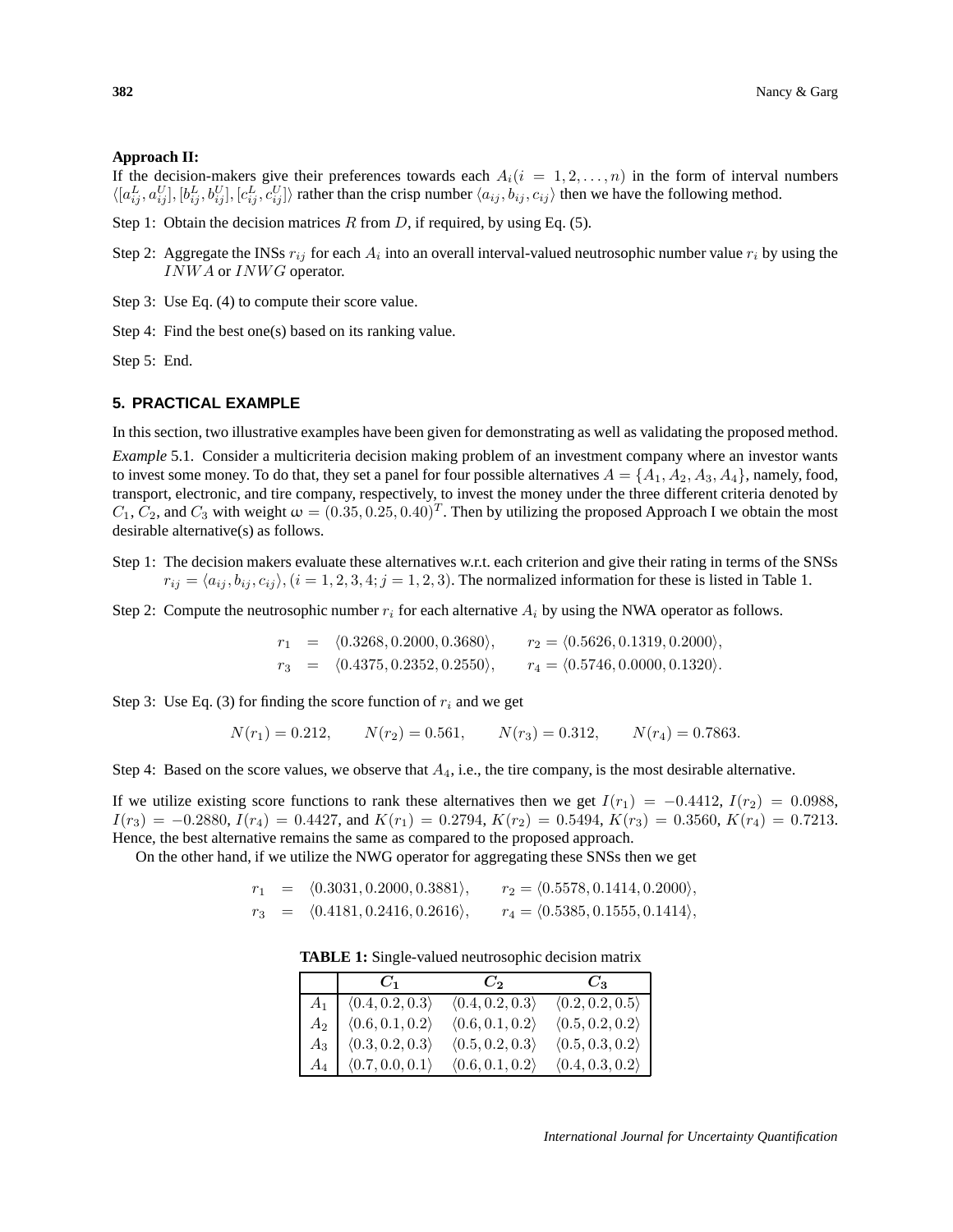**Approach II:**

If the decision-makers give their preferences towards each $A_i (i = 1, 2, \ldots, n)$ in the form of interval numbers $\langle [a_{ij}^L, a_{ij}^U], [b_{ij}^L, b_{ij}^U], [c_{ij}^L, c_{ij}^U] \rangle$ rather than the crisp number $\langle a_{ij}, b_{ij}, c_{ij} \rangle$ then we have the following method.

Step 1: Obtain the decision matrices $R$ from $D$, if required, by using Eq. (5).

Step 2: Aggregate the INSs $r_{ij}$ for each $A_i$ into an overall interval-valued neutrosophic number value $r_i$ by using the $INWA$ or $INWG$ operator.

Step 3: Use Eq. (4) to compute their score value.

Step 4: Find the best one(s) based on its ranking value.

Step 5: End.

## 5. PRACTICAL EXAMPLE

In this section, two illustrative examples have been given for demonstrating as well as validating the proposed method.

*Example* 5.1. Consider a multicriteria decision making problem of an investment company where an investor wants to invest some money. To do that, they set a panel for four possible alternatives $A = \{A_1, A_2, A_3, A_4\}$, namely, food, transport, electronic, and tire company, respectively, to invest the money under the three different criteria denoted by $C_1$, $C_2$, and $C_3$ with weight $\omega = (0.35, 0.25, 0.40)^T$. Then by utilizing the proposed Approach I we obtain the most desirable alternative(s) as follows.

Step 1: The decision makers evaluate these alternatives w.r.t. each criterion and give their rating in terms of the SNSs $r_{ij} = \langle a_{ij}, b_{ij}, c_{ij} \rangle, (i = 1, 2, 3, 4; j = 1, 2, 3)$. The normalized information for these is listed in Table 1.

Step 2: Compute the neutrosophic number $r_i$ for each alternative $A_i$ by using the NWA operator as follows.

$$
\begin{aligned}
r_1 &= \langle 0.3268, 0.2000, 0.3680 \rangle, \qquad r_2 = \langle 0.5626, 0.1319, 0.2000 \rangle, \\
r_3 &= \langle 0.4375, 0.2352, 0.2550 \rangle, \qquad r_4 = \langle 0.5746, 0.0000, 0.1320 \rangle.
\end{aligned}
$$

Step 3: Use Eq. (3) for finding the score function of $r_i$ and we get

$$
N(r_1) = 0.212, \qquad N(r_2) = 0.561, \qquad N(r_3) = 0.312, \qquad N(r_4) = 0.7863.
$$

Step 4: Based on the score values, we observe that $A_4$, i.e., the tire company, is the most desirable alternative.

If we utilize existing score functions to rank these alternatives then we get $I(r_1) = -0.4412$, $I(r_2) = 0.0988$, $I(r_3) = -0.2880$, $I(r_4) = 0.4427$, and $K(r_1) = 0.2794$, $K(r_2) = 0.5494$, $K(r_3) = 0.3560$, $K(r_4) = 0.7213$. Hence, the best alternative remains the same as compared to the proposed approach.

On the other hand, if we utilize the NWG operator for aggregating these SNSs then we get

$$
\begin{aligned}
r_1 &= \langle 0.3031, 0.2000, 0.3881 \rangle, \qquad r_2 = \langle 0.5578, 0.1414, 0.2000 \rangle, \\
r_3 &= \langle 0.4181, 0.2416, 0.2616 \rangle, \qquad r_4 = \langle 0.5385, 0.1555, 0.1414 \rangle,
\end{aligned}
$$

**TABLE 1:** Single-valued neutrosophic decision matrix

| | $C_1$ | $C_2$ | $C_3$ |
|---|---|---|---|
| $A_1$ | $\langle 0.4, 0.2, 0.3 \rangle$ | $\langle 0.4, 0.2, 0.3 \rangle$ | $\langle 0.2, 0.2, 0.5 \rangle$ |
| $A_2$ | $\langle 0.6, 0.1, 0.2 \rangle$ | $\langle 0.6, 0.1, 0.2 \rangle$ | $\langle 0.5, 0.2, 0.2 \rangle$ |
| $A_3$ | $\langle 0.3, 0.2, 0.3 \rangle$ | $\langle 0.5, 0.2, 0.3 \rangle$ | $\langle 0.5, 0.3, 0.2 \rangle$ |
| $A_4$ | $\langle 0.7, 0.0, 0.1 \rangle$ | $\langle 0.6, 0.1, 0.2 \rangle$ | $\langle 0.4, 0.3, 0.2 \rangle$ |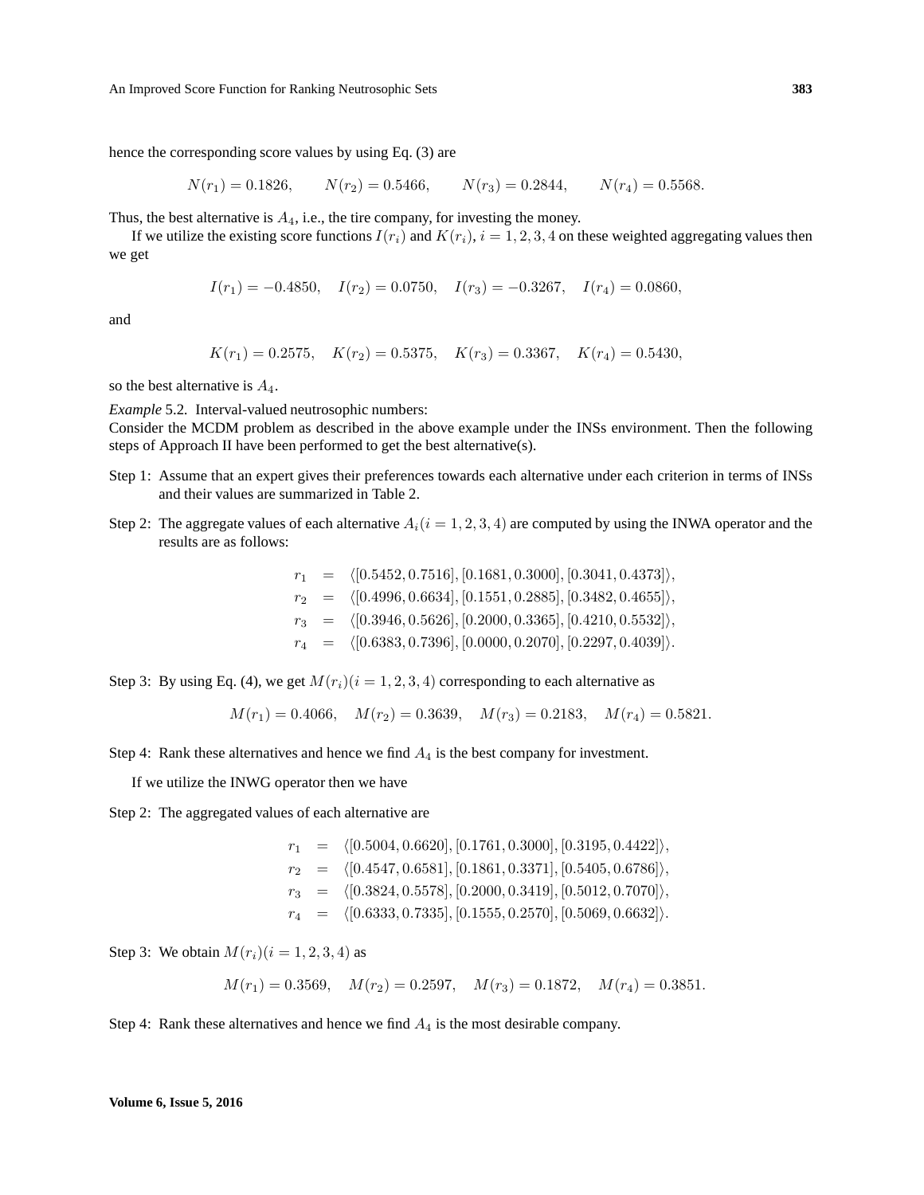hence the corresponding score values by using Eq. (3) are

$$N(r_1) = 0.1826, \qquad N(r_2) = 0.5466, \qquad N(r_3) = 0.2844, \qquad N(r_4) = 0.5568.$$

Thus, the best alternative is $A_4$, i.e., the tire company, for investing the money.

If we utilize the existing score functions $I(r_i)$ and $K(r_i)$, $i = 1, 2, 3, 4$ on these weighted aggregating values then we get

$$I(r_1) = -0.4850, \quad I(r_2) = 0.0750, \quad I(r_3) = -0.3267, \quad I(r_4) = 0.0860,$$

and

$$K(r_1) = 0.2575, \quad K(r_2) = 0.5375, \quad K(r_3) = 0.3367, \quad K(r_4) = 0.5430,$$

so the best alternative is $A_4$.

*Example* 5.2. Interval-valued neutrosophic numbers:
Consider the MCDM problem as described in the above example under the INSs environment. Then the following steps of Approach II have been performed to get the best alternative(s).

Step 1: Assume that an expert gives their preferences towards each alternative under each criterion in terms of INSs and their values are summarized in Table 2.

Step 2: The aggregate values of each alternative $A_i (i = 1, 2, 3, 4)$ are computed by using the INWA operator and the results are as follows:

$$\begin{aligned}
r_1 &= \langle [0.5452, 0.7516], [0.1681, 0.3000], [0.3041, 0.4373] \rangle, \\
r_2 &= \langle [0.4996, 0.6634], [0.1551, 0.2885], [0.3482, 0.4655] \rangle, \\
r_3 &= \langle [0.3946, 0.5626], [0.2000, 0.3365], [0.4210, 0.5532] \rangle, \\
r_4 &= \langle [0.6383, 0.7396], [0.0000, 0.2070], [0.2297, 0.4039] \rangle.
\end{aligned}$$

Step 3: By using Eq. (4), we get $M(r_i)(i = 1, 2, 3, 4)$ corresponding to each alternative as

$$M(r_1) = 0.4066, \quad M(r_2) = 0.3639, \quad M(r_3) = 0.2183, \quad M(r_4) = 0.5821.$$

Step 4: Rank these alternatives and hence we find $A_4$ is the best company for investment.

If we utilize the INWG operator then we have

Step 2: The aggregated values of each alternative are

$$\begin{aligned}
r_1 &= \langle [0.5004, 0.6620], [0.1761, 0.3000], [0.3195, 0.4422] \rangle, \\
r_2 &= \langle [0.4547, 0.6581], [0.1861, 0.3371], [0.5405, 0.6786] \rangle, \\
r_3 &= \langle [0.3824, 0.5578], [0.2000, 0.3419], [0.5012, 0.7070] \rangle, \\
r_4 &= \langle [0.6333, 0.7335], [0.1555, 0.2570], [0.5069, 0.6632] \rangle.
\end{aligned}$$

Step 3: We obtain $M(r_i)(i = 1, 2, 3, 4)$ as

$$M(r_1) = 0.3569, \quad M(r_2) = 0.2597, \quad M(r_3) = 0.1872, \quad M(r_4) = 0.3851.$$

Step 4: Rank these alternatives and hence we find $A_4$ is the most desirable company.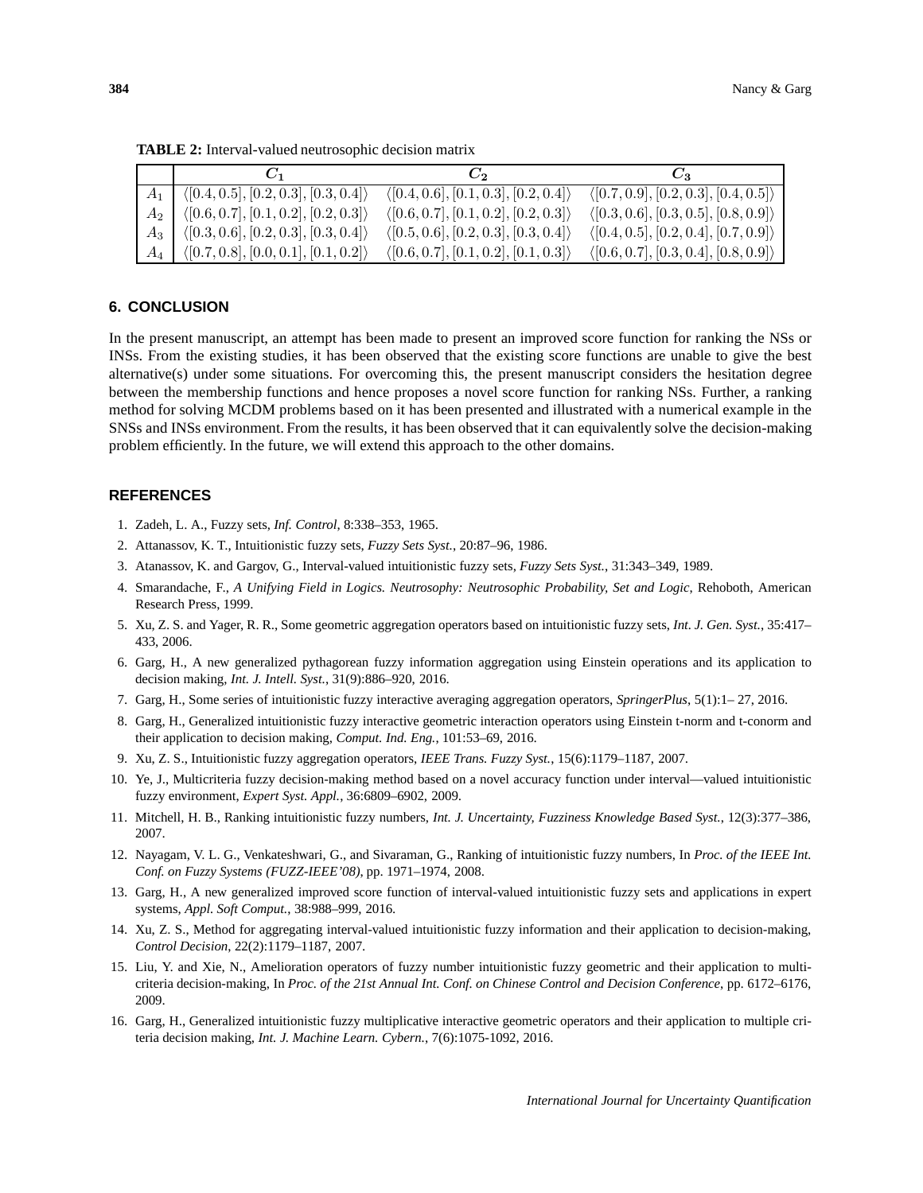**TABLE 2:** Interval-valued neutrosophic decision matrix

| | $C_1$ | $C_2$ | $C_3$ |
|---|---|---|---|
| $A_1$ | $\langle[0.4, 0.5], [0.2, 0.3], [0.3, 0.4]\rangle$ | $\langle[0.4, 0.6], [0.1, 0.3], [0.2, 0.4]\rangle$ | $\langle[0.7, 0.9], [0.2, 0.3], [0.4, 0.5]\rangle$ |
| $A_2$ | $\langle[0.6, 0.7], [0.1, 0.2], [0.2, 0.3]\rangle$ | $\langle[0.6, 0.7], [0.1, 0.2], [0.2, 0.3]\rangle$ | $\langle[0.3, 0.6], [0.3, 0.5], [0.8, 0.9]\rangle$ |
| $A_3$ | $\langle[0.3, 0.6], [0.2, 0.3], [0.3, 0.4]\rangle$ | $\langle[0.5, 0.6], [0.2, 0.3], [0.3, 0.4]\rangle$ | $\langle[0.4, 0.5], [0.2, 0.4], [0.7, 0.9]\rangle$ |
| $A_4$ | $\langle[0.7, 0.8], [0.0, 0.1], [0.1, 0.2]\rangle$ | $\langle[0.6, 0.7], [0.1, 0.2], [0.1, 0.3]\rangle$ | $\langle[0.6, 0.7], [0.3, 0.4], [0.8, 0.9]\rangle$ |

## 6. CONCLUSION

In the present manuscript, an attempt has been made to present an improved score function for ranking the NSs or INSs. From the existing studies, it has been observed that the existing score functions are unable to give the best alternative(s) under some situations. For overcoming this, the present manuscript considers the hesitation degree between the membership functions and hence proposes a novel score function for ranking NSs. Further, a ranking method for solving MCDM problems based on it has been presented and illustrated with a numerical example in the SNSs and INSs environment. From the results, it has been observed that it can equivalently solve the decision-making problem efficiently. In the future, we will extend this approach to the other domains.

## REFERENCES

1. Zadeh, L. A., Fuzzy sets, *Inf. Control*, 8:338–353, 1965.
2. Attanassov, K. T., Intuitionistic fuzzy sets, *Fuzzy Sets Syst.*, 20:87–96, 1986.
3. Atanassov, K. and Gargov, G., Interval-valued intuitionistic fuzzy sets, *Fuzzy Sets Syst.*, 31:343–349, 1989.
4. Smarandache, F., *A Unifying Field in Logics. Neutrosophy: Neutrosophic Probability, Set and Logic*, Rehoboth, American Research Press, 1999.
5. Xu, Z. S. and Yager, R. R., Some geometric aggregation operators based on intuitionistic fuzzy sets, *Int. J. Gen. Syst.*, 35:417–433, 2006.
6. Garg, H., A new generalized pythagorean fuzzy information aggregation using Einstein operations and its application to decision making, *Int. J. Intell. Syst.*, 31(9):886–920, 2016.
7. Garg, H., Some series of intuitionistic fuzzy interactive averaging aggregation operators, *SpringerPlus*, 5(1):1– 27, 2016.
8. Garg, H., Generalized intuitionistic fuzzy interactive geometric interaction operators using Einstein t-norm and t-conorm and their application to decision making, *Comput. Ind. Eng.*, 101:53–69, 2016.
9. Xu, Z. S., Intuitionistic fuzzy aggregation operators, *IEEE Trans. Fuzzy Syst.*, 15(6):1179–1187, 2007.
10. Ye, J., Multicriteria fuzzy decision-making method based on a novel accuracy function under interval—valued intuitionistic fuzzy environment, *Expert Syst. Appl.*, 36:6809–6902, 2009.
11. Mitchell, H. B., Ranking intuitionistic fuzzy numbers, *Int. J. Uncertainty, Fuzziness Knowledge Based Syst.*, 12(3):377–386, 2007.
12. Nayagam, V. L. G., Venkateshwari, G., and Sivaraman, G., Ranking of intuitionistic fuzzy numbers, In *Proc. of the IEEE Int. Conf. on Fuzzy Systems (FUZZ-IEEE'08)*, pp. 1971–1974, 2008.
13. Garg, H., A new generalized improved score function of interval-valued intuitionistic fuzzy sets and applications in expert systems, *Appl. Soft Comput.*, 38:988–999, 2016.
14. Xu, Z. S., Method for aggregating interval-valued intuitionistic fuzzy information and their application to decision-making, *Control Decision*, 22(2):1179–1187, 2007.
15. Liu, Y. and Xie, N., Amelioration operators of fuzzy number intuitionistic fuzzy geometric and their application to multi-criteria decision-making, In *Proc. of the 21st Annual Int. Conf. on Chinese Control and Decision Conference*, pp. 6172–6176, 2009.
16. Garg, H., Generalized intuitionistic fuzzy multiplicative interactive geometric operators and their application to multiple criteria decision making, *Int. J. Machine Learn. Cybern.*, 7(6):1075-1092, 2016.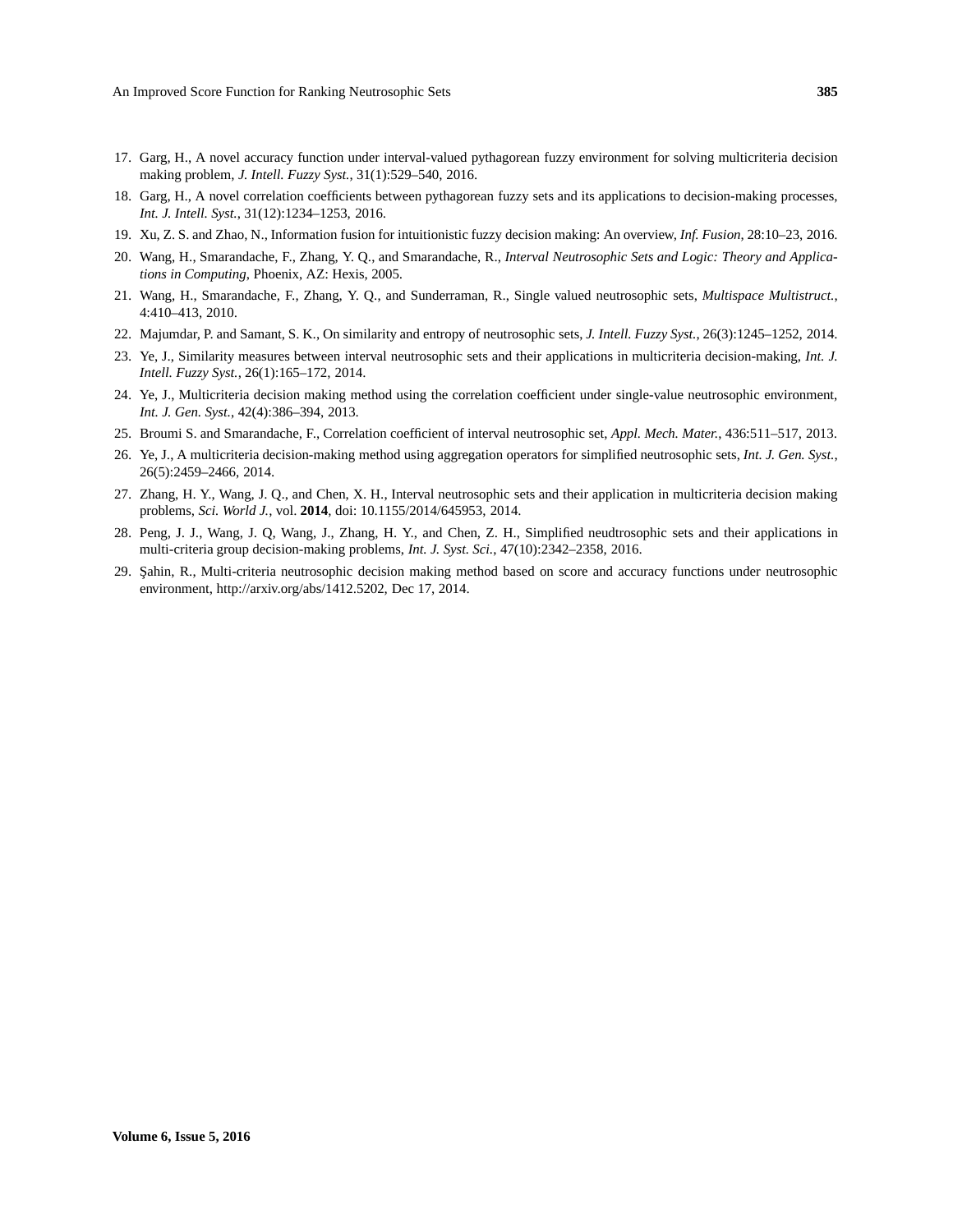17. Garg, H., A novel accuracy function under interval-valued pythagorean fuzzy environment for solving multicriteria decision making problem, *J. Intell. Fuzzy Syst.*, 31(1):529–540, 2016.
18. Garg, H., A novel correlation coefficients between pythagorean fuzzy sets and its applications to decision-making processes, *Int. J. Intell. Syst.*, 31(12):1234–1253, 2016.
19. Xu, Z. S. and Zhao, N., Information fusion for intuitionistic fuzzy decision making: An overview, *Inf. Fusion*, 28:10–23, 2016.
20. Wang, H., Smarandache, F., Zhang, Y. Q., and Smarandache, R., *Interval Neutrosophic Sets and Logic: Theory and Applications in Computing*, Phoenix, AZ: Hexis, 2005.
21. Wang, H., Smarandache, F., Zhang, Y. Q., and Sunderraman, R., Single valued neutrosophic sets, *Multispace Multistruct.*, 4:410–413, 2010.
22. Majumdar, P. and Samant, S. K., On similarity and entropy of neutrosophic sets, *J. Intell. Fuzzy Syst.*, 26(3):1245–1252, 2014.
23. Ye, J., Similarity measures between interval neutrosophic sets and their applications in multicriteria decision-making, *Int. J. Intell. Fuzzy Syst.*, 26(1):165–172, 2014.
24. Ye, J., Multicriteria decision making method using the correlation coefficient under single-value neutrosophic environment, *Int. J. Gen. Syst.*, 42(4):386–394, 2013.
25. Broumi S. and Smarandache, F., Correlation coefficient of interval neutrosophic set, *Appl. Mech. Mater.*, 436:511–517, 2013.
26. Ye, J., A multicriteria decision-making method using aggregation operators for simplified neutrosophic sets, *Int. J. Gen. Syst.*, 26(5):2459–2466, 2014.
27. Zhang, H. Y., Wang, J. Q., and Chen, X. H., Interval neutrosophic sets and their application in multicriteria decision making problems, *Sci. World J.*, vol. **2014**, doi: 10.1155/2014/645953, 2014.
28. Peng, J. J., Wang, J. Q, Wang, J., Zhang, H. Y., and Chen, Z. H., Simplified neudtrosophic sets and their applications in multi-criteria group decision-making problems, *Int. J. Syst. Sci.*, 47(10):2342–2358, 2016.
29. Şahin, R., Multi-criteria neutrosophic decision making method based on score and accuracy functions under neutrosophic environment, http://arxiv.org/abs/1412.5202, Dec 17, 2014.